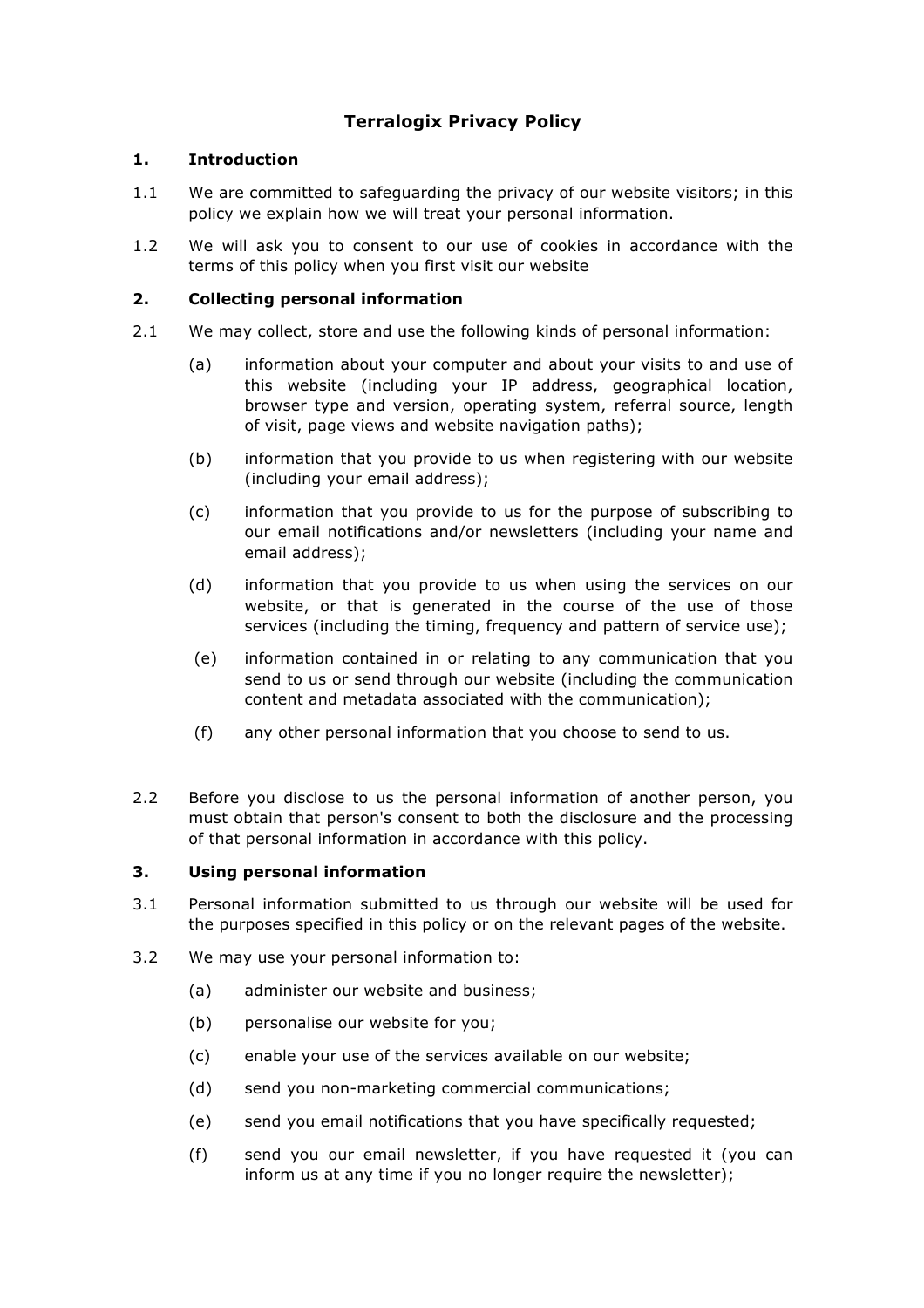# Terralogix Privacy Policy

## 1. Introduction

1.1 We are committed to safeguarding the privacy of our website visitors; in this policy we explain how we will treat your personal information.

1.2 We will ask you to consent to our use of cookies in accordance with the terms of this policy when you first visit our website

## 2. Collecting personal information

2.1 We may collect, store and use the following kinds of personal information:

- (a) information about your computer and about your visits to and use of this website (including your IP address, geographical location, browser type and version, operating system, referral source, length of visit, page views and website navigation paths);
- (b) information that you provide to us when registering with our website (including your email address);
- (c) information that you provide to us for the purpose of subscribing to our email notifications and/or newsletters (including your name and email address);
- (d) information that you provide to us when using the services on our website, or that is generated in the course of the use of those services (including the timing, frequency and pattern of service use);
- (e) information contained in or relating to any communication that you send to us or send through our website (including the communication content and metadata associated with the communication);
- (f) any other personal information that you choose to send to us.

2.2 Before you disclose to us the personal information of another person, you must obtain that person's consent to both the disclosure and the processing of that personal information in accordance with this policy.

## 3. Using personal information

3.1 Personal information submitted to us through our website will be used for the purposes specified in this policy or on the relevant pages of the website.

3.2 We may use your personal information to:

- (a) administer our website and business;
- (b) personalise our website for you;
- (c) enable your use of the services available on our website;
- (d) send you non-marketing commercial communications;
- (e) send you email notifications that you have specifically requested;
- (f) send you our email newsletter, if you have requested it (you can inform us at any time if you no longer require the newsletter);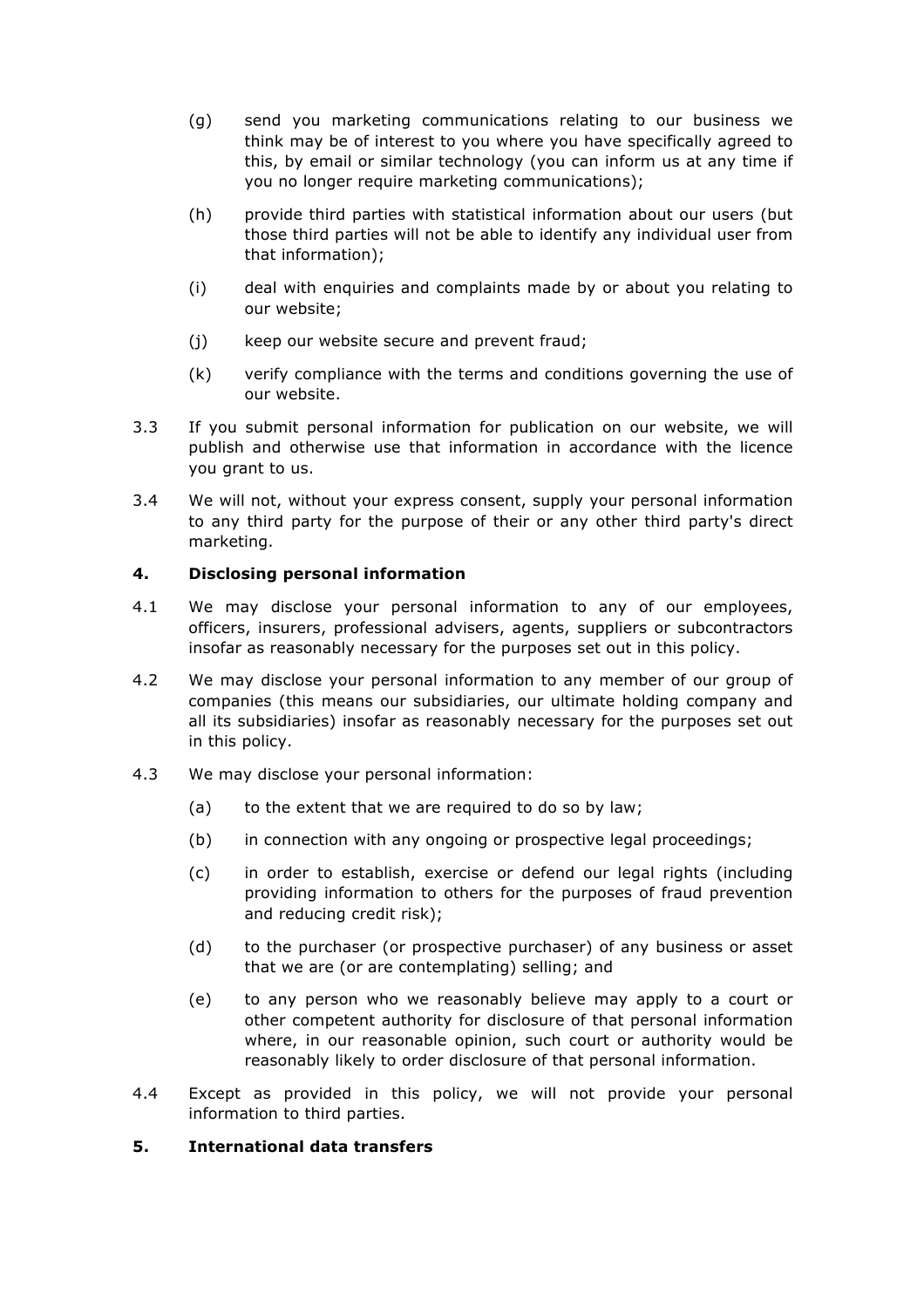(g) send you marketing communications relating to our business we think may be of interest to you where you have specifically agreed to this, by email or similar technology (you can inform us at any time if you no longer require marketing communications);

(h) provide third parties with statistical information about our users (but those third parties will not be able to identify any individual user from that information);

(i) deal with enquiries and complaints made by or about you relating to our website;

(j) keep our website secure and prevent fraud;

(k) verify compliance with the terms and conditions governing the use of our website.

3.3 If you submit personal information for publication on our website, we will publish and otherwise use that information in accordance with the licence you grant to us.

3.4 We will not, without your express consent, supply your personal information to any third party for the purpose of their or any other third party's direct marketing.

## 4. Disclosing personal information

4.1 We may disclose your personal information to any of our employees, officers, insurers, professional advisers, agents, suppliers or subcontractors insofar as reasonably necessary for the purposes set out in this policy.

4.2 We may disclose your personal information to any member of our group of companies (this means our subsidiaries, our ultimate holding company and all its subsidiaries) insofar as reasonably necessary for the purposes set out in this policy.

4.3 We may disclose your personal information:

(a) to the extent that we are required to do so by law;

(b) in connection with any ongoing or prospective legal proceedings;

(c) in order to establish, exercise or defend our legal rights (including providing information to others for the purposes of fraud prevention and reducing credit risk);

(d) to the purchaser (or prospective purchaser) of any business or asset that we are (or are contemplating) selling; and

(e) to any person who we reasonably believe may apply to a court or other competent authority for disclosure of that personal information where, in our reasonable opinion, such court or authority would be reasonably likely to order disclosure of that personal information.

4.4 Except as provided in this policy, we will not provide your personal information to third parties.

## 5. International data transfers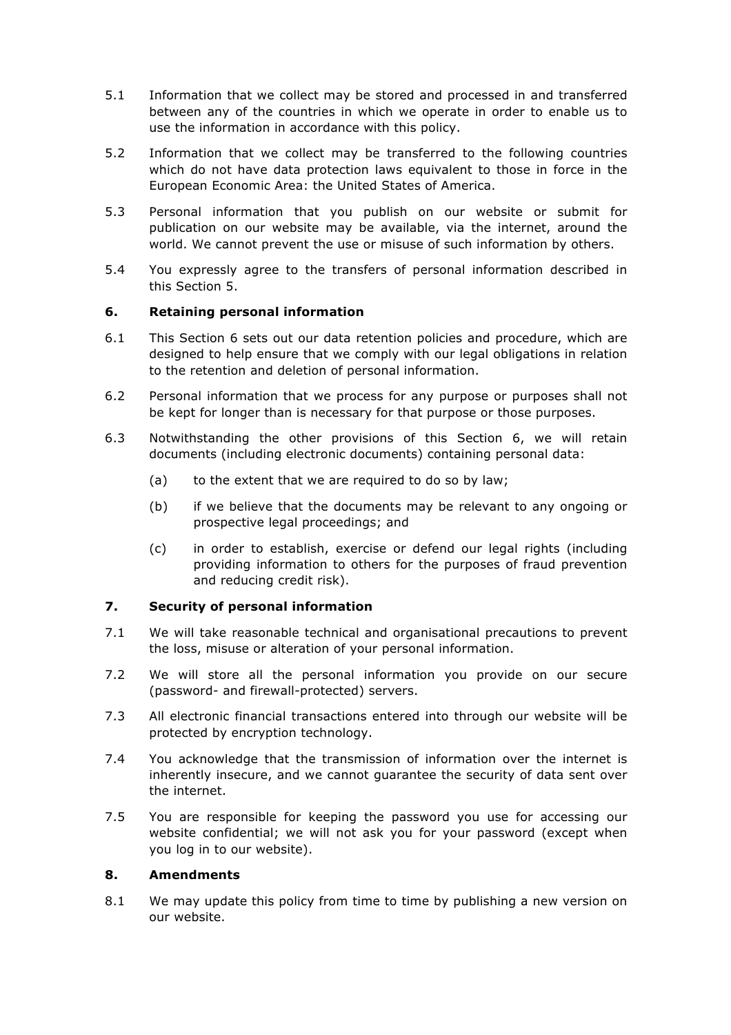5.1 Information that we collect may be stored and processed in and transferred between any of the countries in which we operate in order to enable us to use the information in accordance with this policy.

5.2 Information that we collect may be transferred to the following countries which do not have data protection laws equivalent to those in force in the European Economic Area: the United States of America.

5.3 Personal information that you publish on our website or submit for publication on our website may be available, via the internet, around the world. We cannot prevent the use or misuse of such information by others.

5.4 You expressly agree to the transfers of personal information described in this Section 5.

## 6. Retaining personal information

6.1 This Section 6 sets out our data retention policies and procedure, which are designed to help ensure that we comply with our legal obligations in relation to the retention and deletion of personal information.

6.2 Personal information that we process for any purpose or purposes shall not be kept for longer than is necessary for that purpose or those purposes.

6.3 Notwithstanding the other provisions of this Section 6, we will retain documents (including electronic documents) containing personal data:

(a) to the extent that we are required to do so by law;

(b) if we believe that the documents may be relevant to any ongoing or prospective legal proceedings; and

(c) in order to establish, exercise or defend our legal rights (including providing information to others for the purposes of fraud prevention and reducing credit risk).

## 7. Security of personal information

7.1 We will take reasonable technical and organisational precautions to prevent the loss, misuse or alteration of your personal information.

7.2 We will store all the personal information you provide on our secure (password- and firewall-protected) servers.

7.3 All electronic financial transactions entered into through our website will be protected by encryption technology.

7.4 You acknowledge that the transmission of information over the internet is inherently insecure, and we cannot guarantee the security of data sent over the internet.

7.5 You are responsible for keeping the password you use for accessing our website confidential; we will not ask you for your password (except when you log in to our website).

## 8. Amendments

8.1 We may update this policy from time to time by publishing a new version on our website.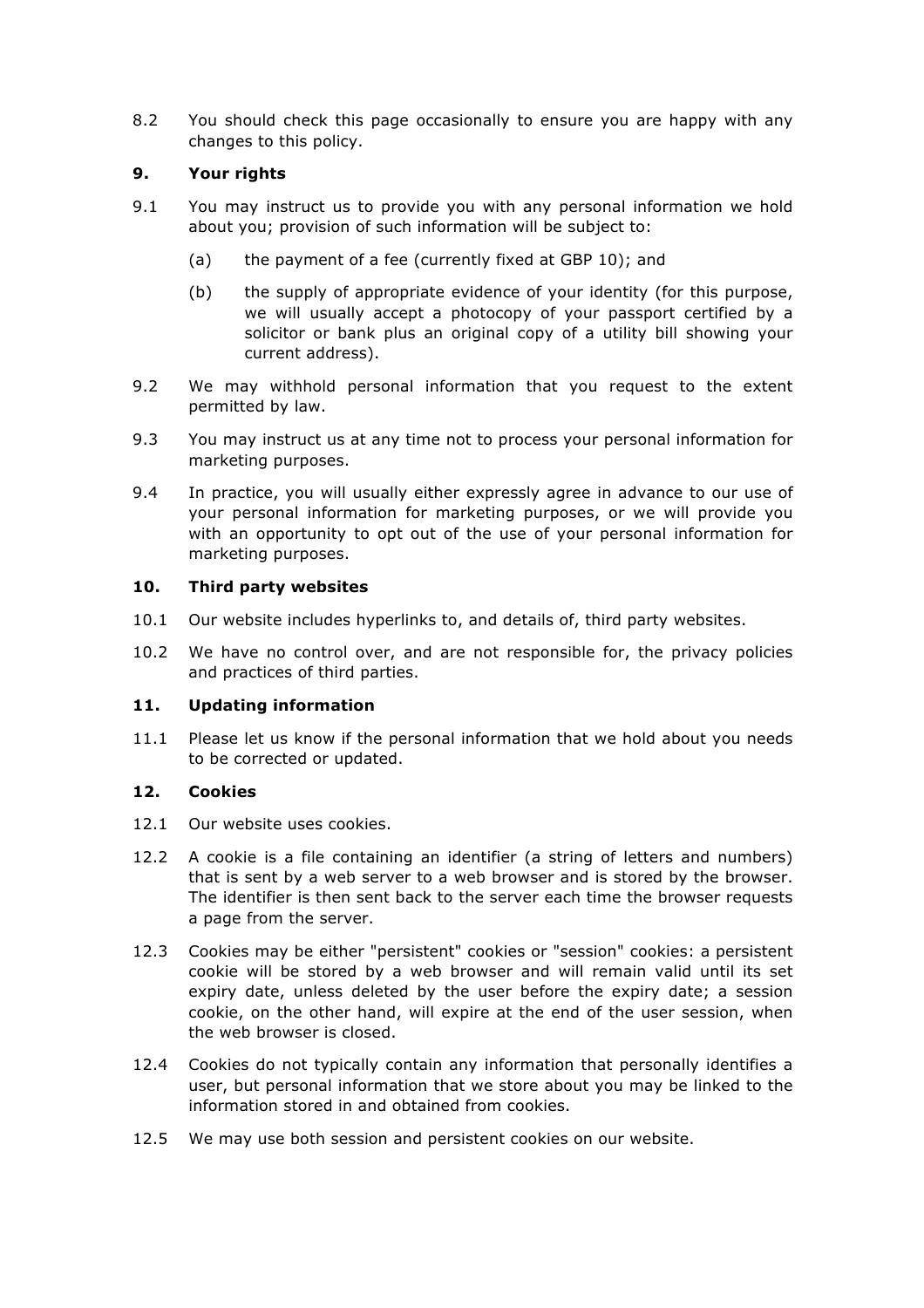8.2 You should check this page occasionally to ensure you are happy with any changes to this policy.

**9. Your rights**

9.1 You may instruct us to provide you with any personal information we hold about you; provision of such information will be subject to:

(a) the payment of a fee (currently fixed at GBP 10); and

(b) the supply of appropriate evidence of your identity (for this purpose, we will usually accept a photocopy of your passport certified by a solicitor or bank plus an original copy of a utility bill showing your current address).

9.2 We may withhold personal information that you request to the extent permitted by law.

9.3 You may instruct us at any time not to process your personal information for marketing purposes.

9.4 In practice, you will usually either expressly agree in advance to our use of your personal information for marketing purposes, or we will provide you with an opportunity to opt out of the use of your personal information for marketing purposes.

**10. Third party websites**

10.1 Our website includes hyperlinks to, and details of, third party websites.

10.2 We have no control over, and are not responsible for, the privacy policies and practices of third parties.

**11. Updating information**

11.1 Please let us know if the personal information that we hold about you needs to be corrected or updated.

**12. Cookies**

12.1 Our website uses cookies.

12.2 A cookie is a file containing an identifier (a string of letters and numbers) that is sent by a web server to a web browser and is stored by the browser. The identifier is then sent back to the server each time the browser requests a page from the server.

12.3 Cookies may be either "persistent" cookies or "session" cookies: a persistent cookie will be stored by a web browser and will remain valid until its set expiry date, unless deleted by the user before the expiry date; a session cookie, on the other hand, will expire at the end of the user session, when the web browser is closed.

12.4 Cookies do not typically contain any information that personally identifies a user, but personal information that we store about you may be linked to the information stored in and obtained from cookies.

12.5 We may use both session and persistent cookies on our website.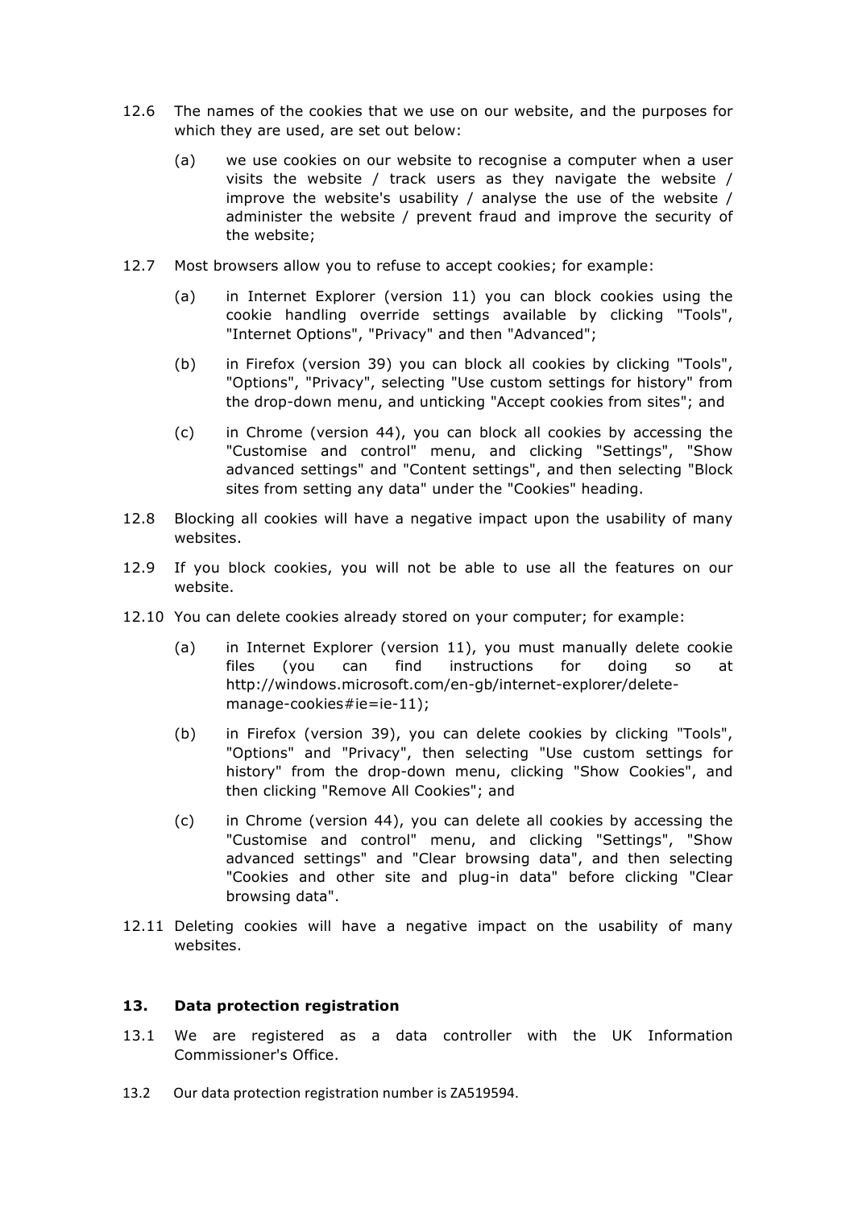12.6 The names of the cookies that we use on our website, and the purposes for which they are used, are set out below:

(a) we use cookies on our website to recognise a computer when a user visits the website / track users as they navigate the website / improve the website's usability / analyse the use of the website / administer the website / prevent fraud and improve the security of the website;

12.7 Most browsers allow you to refuse to accept cookies; for example:

(a) in Internet Explorer (version 11) you can block cookies using the cookie handling override settings available by clicking "Tools", "Internet Options", "Privacy" and then "Advanced";

(b) in Firefox (version 39) you can block all cookies by clicking "Tools", "Options", "Privacy", selecting "Use custom settings for history" from the drop-down menu, and unticking "Accept cookies from sites"; and

(c) in Chrome (version 44), you can block all cookies by accessing the "Customise and control" menu, and clicking "Settings", "Show advanced settings" and "Content settings", and then selecting "Block sites from setting any data" under the "Cookies" heading.

12.8 Blocking all cookies will have a negative impact upon the usability of many websites.

12.9 If you block cookies, you will not be able to use all the features on our website.

12.10 You can delete cookies already stored on your computer; for example:

(a) in Internet Explorer (version 11), you must manually delete cookie files (you can find instructions for doing so at http://windows.microsoft.com/en-gb/internet-explorer/delete-manage-cookies#ie=ie-11);

(b) in Firefox (version 39), you can delete cookies by clicking "Tools", "Options" and "Privacy", then selecting "Use custom settings for history" from the drop-down menu, clicking "Show Cookies", and then clicking "Remove All Cookies"; and

(c) in Chrome (version 44), you can delete all cookies by accessing the "Customise and control" menu, and clicking "Settings", "Show advanced settings" and "Clear browsing data", and then selecting "Cookies and other site and plug-in data" before clicking "Clear browsing data".

12.11 Deleting cookies will have a negative impact on the usability of many websites.

## 13. Data protection registration

13.1 We are registered as a data controller with the UK Information Commissioner's Office.

13.2 Our data protection registration number is ZA519594.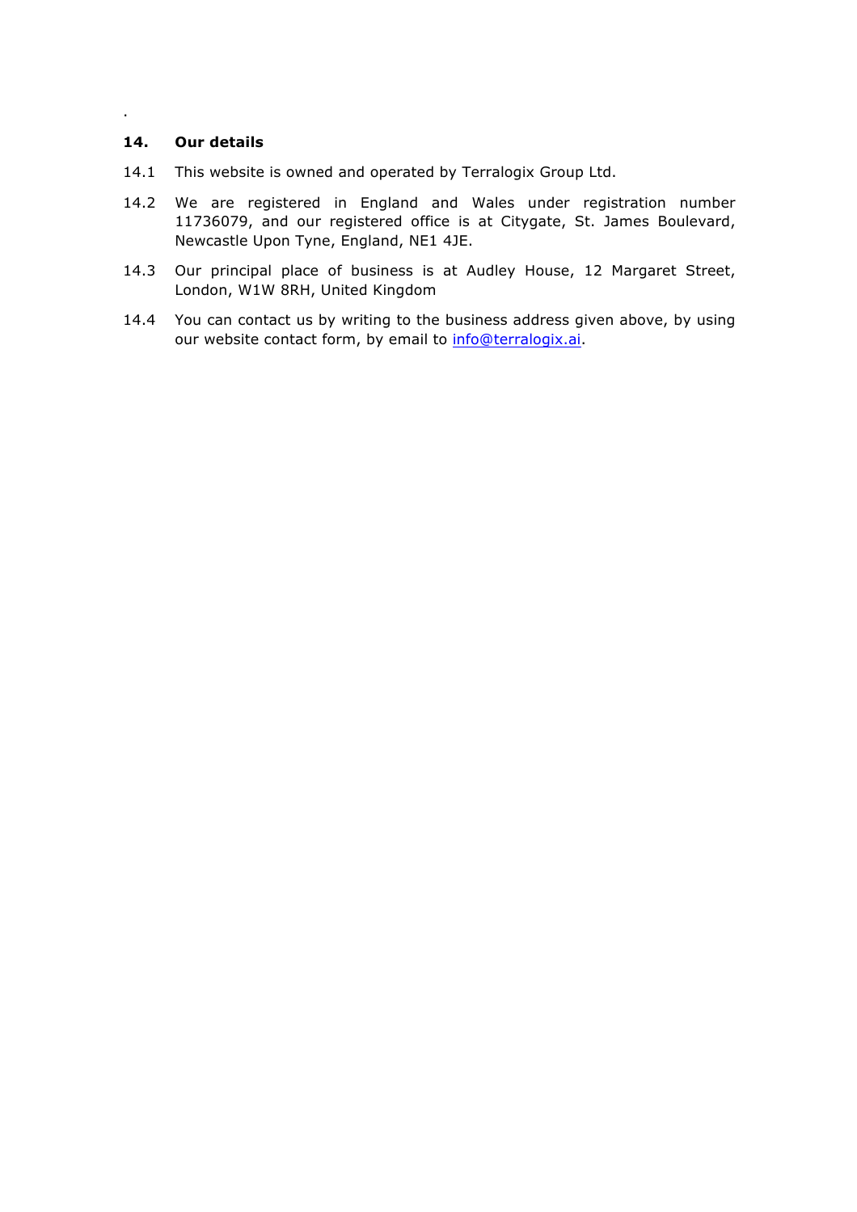.

## 14. Our details

14.1 This website is owned and operated by Terralogix Group Ltd.

14.2 We are registered in England and Wales under registration number 11736079, and our registered office is at Citygate, St. James Boulevard, Newcastle Upon Tyne, England, NE1 4JE.

14.3 Our principal place of business is at Audley House, 12 Margaret Street, London, W1W 8RH, United Kingdom

14.4 You can contact us by writing to the business address given above, by using our website contact form, by email to info@terralogix.ai.